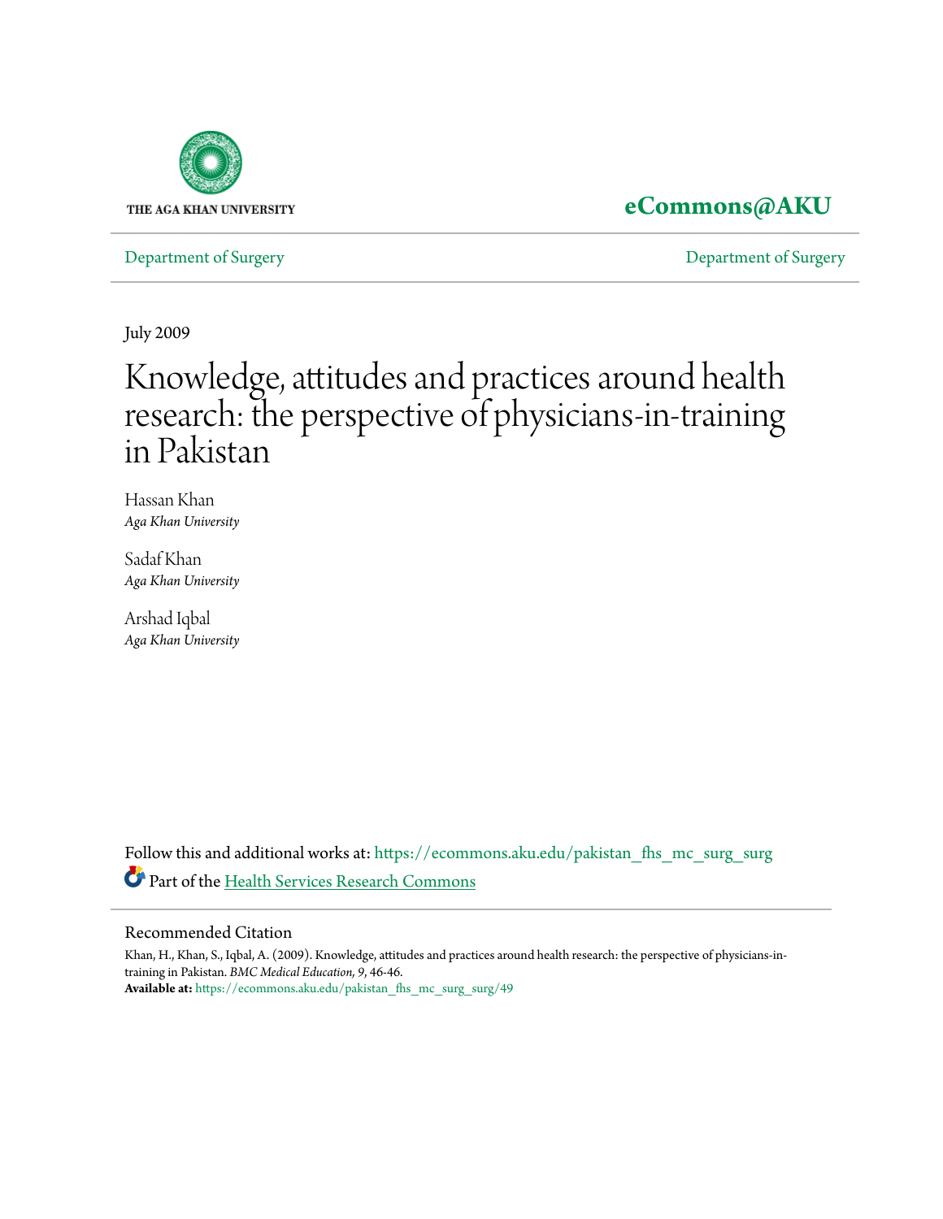THE AGA KHAN UNIVERSITY

**eCommons@AKU**

Department of Surgery | Department of Surgery

July 2009

# Knowledge, attitudes and practices around health research: the perspective of physicians-in-training in Pakistan

Hassan Khan
*Aga Khan University*

Sadaf Khan
*Aga Khan University*

Arshad Iqbal
*Aga Khan University*

Follow this and additional works at: https://ecommons.aku.edu/pakistan_fhs_mc_surg_surg

Part of the Health Services Research Commons

## Recommended Citation

Khan, H., Khan, S., Iqbal, A. (2009). Knowledge, attitudes and practices around health research: the perspective of physicians-in-training in Pakistan. *BMC Medical Education, 9*, 46-46.

**Available at:** https://ecommons.aku.edu/pakistan_fhs_mc_surg_surg/49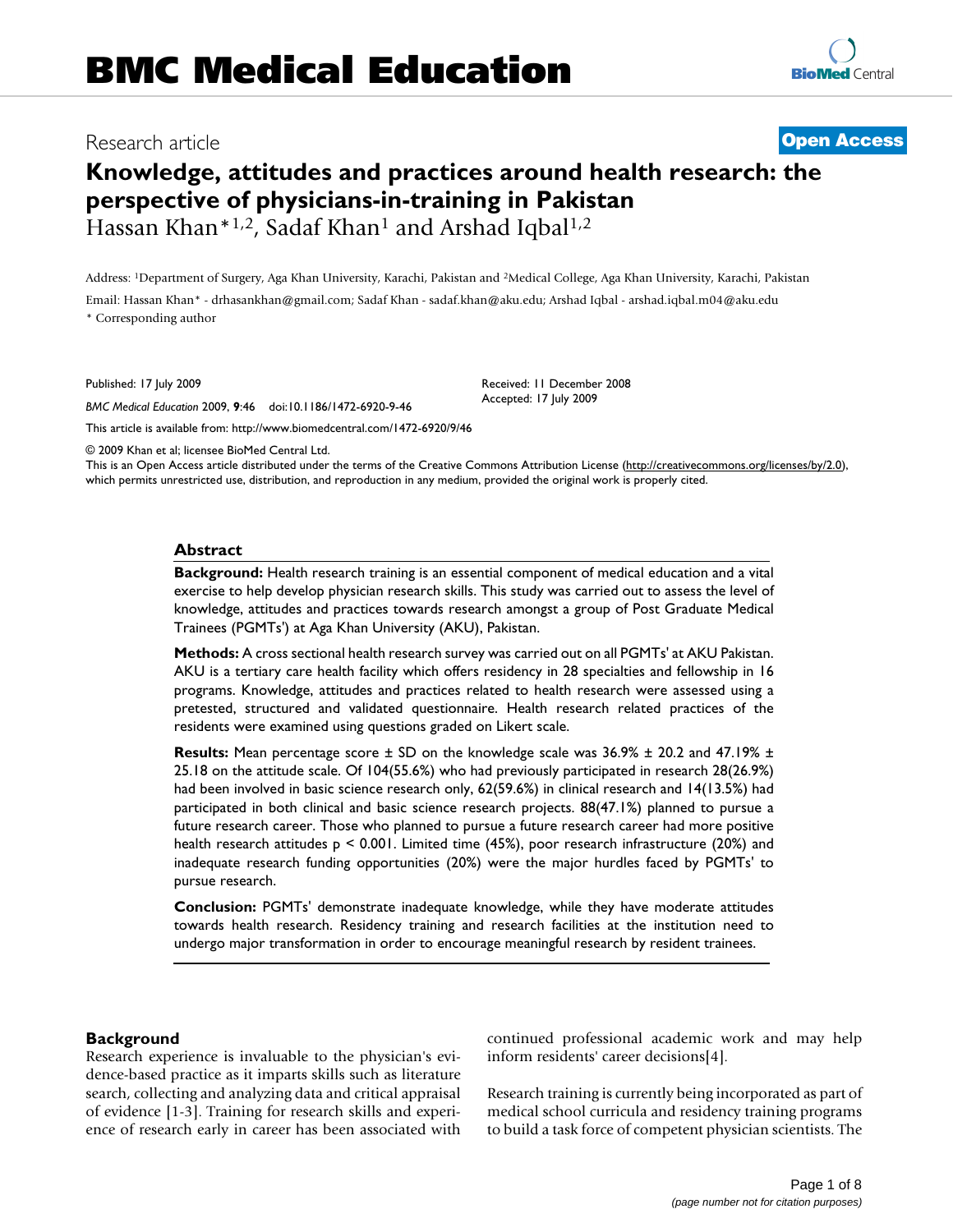# BMC Medical Education

Research article

**Open Access**

# Knowledge, attitudes and practices around health research: the perspective of physicians-in-training in Pakistan

Hassan Khan*[1,2], Sadaf Khan[1] and Arshad Iqbal[1,2]

Address: [1]Department of Surgery, Aga Khan University, Karachi, Pakistan and [2]Medical College, Aga Khan University, Karachi, Pakistan

Email: Hassan Khan* - drhasankhan@gmail.com; Sadaf Khan - sadaf.khan@aku.edu; Arshad Iqbal - arshad.iqbal.m04@aku.edu

* Corresponding author

Published: 17 July 2009

*BMC Medical Education* 2009, **9**:46 doi:10.1186/1472-6920-9-46

Received: 11 December 2008
Accepted: 17 July 2009

This article is available from: http://www.biomedcentral.com/1472-6920/9/46

© 2009 Khan et al; licensee BioMed Central Ltd.

This is an Open Access article distributed under the terms of the Creative Commons Attribution License (http://creativecommons.org/licenses/by/2.0), which permits unrestricted use, distribution, and reproduction in any medium, provided the original work is properly cited.

## Abstract

**Background:** Health research training is an essential component of medical education and a vital exercise to help develop physician research skills. This study was carried out to assess the level of knowledge, attitudes and practices towards research amongst a group of Post Graduate Medical Trainees (PGMTs') at Aga Khan University (AKU), Pakistan.

**Methods:** A cross sectional health research survey was carried out on all PGMTs' at AKU Pakistan. AKU is a tertiary care health facility which offers residency in 28 specialties and fellowship in 16 programs. Knowledge, attitudes and practices related to health research were assessed using a pretested, structured and validated questionnaire. Health research related practices of the residents were examined using questions graded on Likert scale.

**Results:** Mean percentage score ± SD on the knowledge scale was 36.9% ± 20.2 and 47.19% ± 25.18 on the attitude scale. Of 104(55.6%) who had previously participated in research 28(26.9%) had been involved in basic science research only, 62(59.6%) in clinical research and 14(13.5%) had participated in both clinical and basic science research projects. 88(47.1%) planned to pursue a future research career. Those who planned to pursue a future research career had more positive health research attitudes $p < 0.001$. Limited time (45%), poor research infrastructure (20%) and inadequate research funding opportunities (20%) were the major hurdles faced by PGMTs' to pursue research.

**Conclusion:** PGMTs' demonstrate inadequate knowledge, while they have moderate attitudes towards health research. Residency training and research facilities at the institution need to undergo major transformation in order to encourage meaningful research by resident trainees.

## Background

Research experience is invaluable to the physician's evidence-based practice as it imparts skills such as literature search, collecting and analyzing data and critical appraisal of evidence [1-3]. Training for research skills and experience of research early in career has been associated with continued professional academic work and may help inform residents' career decisions[4].

Research training is currently being incorporated as part of medical school curricula and residency training programs to build a task force of competent physician scientists. The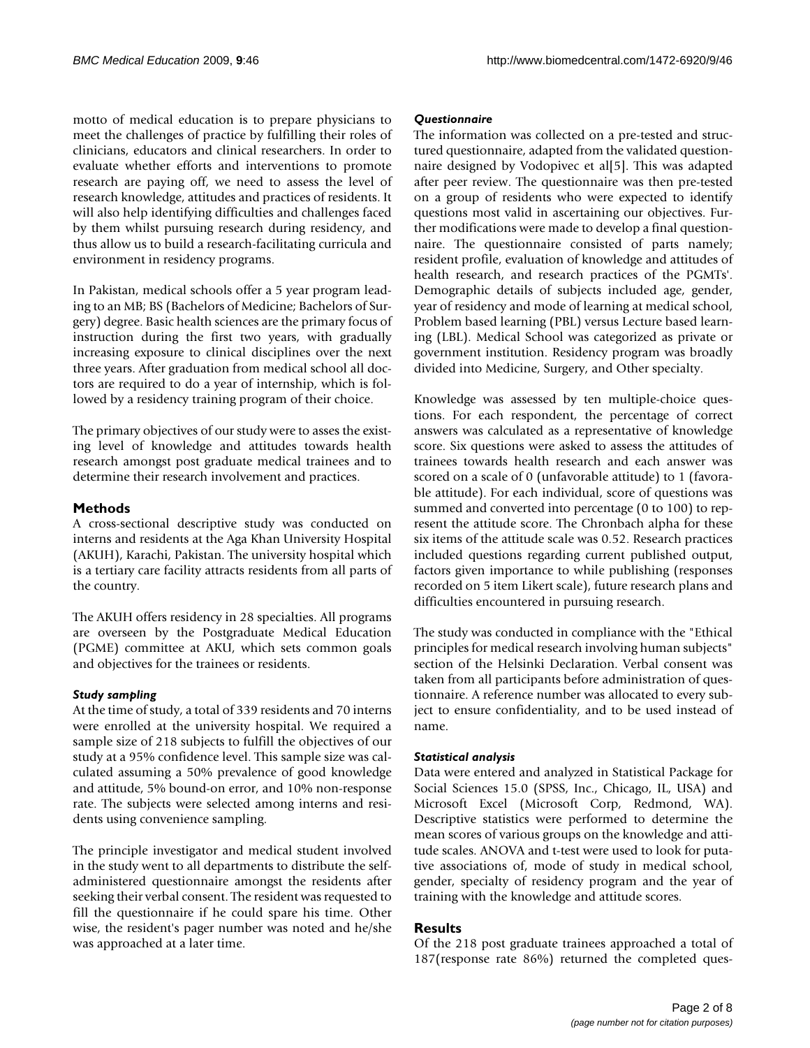motto of medical education is to prepare physicians to meet the challenges of practice by fulfilling their roles of clinicians, educators and clinical researchers. In order to evaluate whether efforts and interventions to promote research are paying off, we need to assess the level of research knowledge, attitudes and practices of residents. It will also help identifying difficulties and challenges faced by them whilst pursuing research during residency, and thus allow us to build a research-facilitating curricula and environment in residency programs.

In Pakistan, medical schools offer a 5 year program leading to an MB; BS (Bachelors of Medicine; Bachelors of Surgery) degree. Basic health sciences are the primary focus of instruction during the first two years, with gradually increasing exposure to clinical disciplines over the next three years. After graduation from medical school all doctors are required to do a year of internship, which is followed by a residency training program of their choice.

The primary objectives of our study were to asses the existing level of knowledge and attitudes towards health research amongst post graduate medical trainees and to determine their research involvement and practices.

## Methods

A cross-sectional descriptive study was conducted on interns and residents at the Aga Khan University Hospital (AKUH), Karachi, Pakistan. The university hospital which is a tertiary care facility attracts residents from all parts of the country.

The AKUH offers residency in 28 specialties. All programs are overseen by the Postgraduate Medical Education (PGME) committee at AKU, which sets common goals and objectives for the trainees or residents.

### *Study sampling*

At the time of study, a total of 339 residents and 70 interns were enrolled at the university hospital. We required a sample size of 218 subjects to fulfill the objectives of our study at a 95% confidence level. This sample size was calculated assuming a 50% prevalence of good knowledge and attitude, 5% bound-on error, and 10% non-response rate. The subjects were selected among interns and residents using convenience sampling.

The principle investigator and medical student involved in the study went to all departments to distribute the self-administered questionnaire amongst the residents after seeking their verbal consent. The resident was requested to fill the questionnaire if he could spare his time. Other wise, the resident's pager number was noted and he/she was approached at a later time.

### *Questionnaire*

The information was collected on a pre-tested and structured questionnaire, adapted from the validated questionnaire designed by Vodopivec et al[5]. This was adapted after peer review. The questionnaire was then pre-tested on a group of residents who were expected to identify questions most valid in ascertaining our objectives. Further modifications were made to develop a final questionnaire. The questionnaire consisted of parts namely; resident profile, evaluation of knowledge and attitudes of health research, and research practices of the PGMTs'. Demographic details of subjects included age, gender, year of residency and mode of learning at medical school, Problem based learning (PBL) versus Lecture based learning (LBL). Medical School was categorized as private or government institution. Residency program was broadly divided into Medicine, Surgery, and Other specialty.

Knowledge was assessed by ten multiple-choice questions. For each respondent, the percentage of correct answers was calculated as a representative of knowledge score. Six questions were asked to assess the attitudes of trainees towards health research and each answer was scored on a scale of 0 (unfavorable attitude) to 1 (favorable attitude). For each individual, score of questions was summed and converted into percentage (0 to 100) to represent the attitude score. The Chronbach alpha for these six items of the attitude scale was 0.52. Research practices included questions regarding current published output, factors given importance to while publishing (responses recorded on 5 item Likert scale), future research plans and difficulties encountered in pursuing research.

The study was conducted in compliance with the "Ethical principles for medical research involving human subjects" section of the Helsinki Declaration. Verbal consent was taken from all participants before administration of questionnaire. A reference number was allocated to every subject to ensure confidentiality, and to be used instead of name.

### *Statistical analysis*

Data were entered and analyzed in Statistical Package for Social Sciences 15.0 (SPSS, Inc., Chicago, IL, USA) and Microsoft Excel (Microsoft Corp, Redmond, WA). Descriptive statistics were performed to determine the mean scores of various groups on the knowledge and attitude scales. ANOVA and t-test were used to look for putative associations of, mode of study in medical school, gender, specialty of residency program and the year of training with the knowledge and attitude scores.

## Results

Of the 218 post graduate trainees approached a total of 187(response rate 86%) returned the completed ques-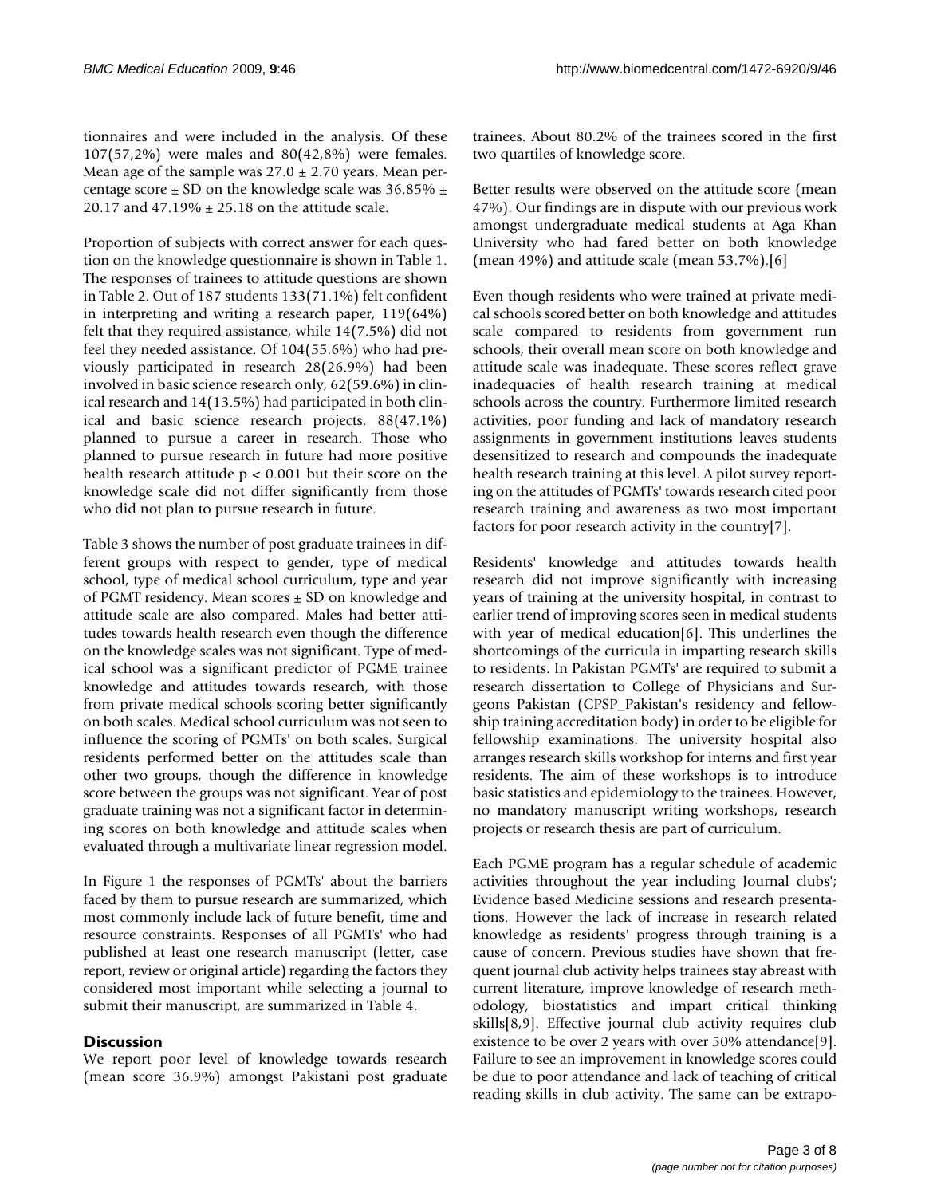tionnaires and were included in the analysis. Of these 107(57,2%) were males and 80(42,8%) were females. Mean age of the sample was 27.0 ± 2.70 years. Mean percentage score ± SD on the knowledge scale was 36.85% ± 20.17 and 47.19% ± 25.18 on the attitude scale.

Proportion of subjects with correct answer for each question on the knowledge questionnaire is shown in Table 1. The responses of trainees to attitude questions are shown in Table 2. Out of 187 students 133(71.1%) felt confident in interpreting and writing a research paper, 119(64%) felt that they required assistance, while 14(7.5%) did not feel they needed assistance. Of 104(55.6%) who had previously participated in research 28(26.9%) had been involved in basic science research only, 62(59.6%) in clinical research and 14(13.5%) had participated in both clinical and basic science research projects. 88(47.1%) planned to pursue a career in research. Those who planned to pursue research in future had more positive health research attitude $p < 0.001$ but their score on the knowledge scale did not differ significantly from those who did not plan to pursue research in future.

Table 3 shows the number of post graduate trainees in different groups with respect to gender, type of medical school, type of medical school curriculum, type and year of PGMT residency. Mean scores ± SD on knowledge and attitude scale are also compared. Males had better attitudes towards health research even though the difference on the knowledge scales was not significant. Type of medical school was a significant predictor of PGME trainee knowledge and attitudes towards research, with those from private medical schools scoring better significantly on both scales. Medical school curriculum was not seen to influence the scoring of PGMTs' on both scales. Surgical residents performed better on the attitudes scale than other two groups, though the difference in knowledge score between the groups was not significant. Year of post graduate training was not a significant factor in determining scores on both knowledge and attitude scales when evaluated through a multivariate linear regression model.

In Figure 1 the responses of PGMTs' about the barriers faced by them to pursue research are summarized, which most commonly include lack of future benefit, time and resource constraints. Responses of all PGMTs' who had published at least one research manuscript (letter, case report, review or original article) regarding the factors they considered most important while selecting a journal to submit their manuscript, are summarized in Table 4.

## Discussion

We report poor level of knowledge towards research (mean score 36.9%) amongst Pakistani post graduate trainees. About 80.2% of the trainees scored in the first two quartiles of knowledge score.

Better results were observed on the attitude score (mean 47%). Our findings are in dispute with our previous work amongst undergraduate medical students at Aga Khan University who had fared better on both knowledge (mean 49%) and attitude scale (mean 53.7%).[6]

Even though residents who were trained at private medical schools scored better on both knowledge and attitudes scale compared to residents from government run schools, their overall mean score on both knowledge and attitude scale was inadequate. These scores reflect grave inadequacies of health research training at medical schools across the country. Furthermore limited research activities, poor funding and lack of mandatory research assignments in government institutions leaves students desensitized to research and compounds the inadequate health research training at this level. A pilot survey reporting on the attitudes of PGMTs' towards research cited poor research training and awareness as two most important factors for poor research activity in the country[7].

Residents' knowledge and attitudes towards health research did not improve significantly with increasing years of training at the university hospital, in contrast to earlier trend of improving scores seen in medical students with year of medical education[6]. This underlines the shortcomings of the curricula in imparting research skills to residents. In Pakistan PGMTs' are required to submit a research dissertation to College of Physicians and Surgeons Pakistan (CPSP_Pakistan's residency and fellowship training accreditation body) in order to be eligible for fellowship examinations. The university hospital also arranges research skills workshop for interns and first year residents. The aim of these workshops is to introduce basic statistics and epidemiology to the trainees. However, no mandatory manuscript writing workshops, research projects or research thesis are part of curriculum.

Each PGME program has a regular schedule of academic activities throughout the year including Journal clubs'; Evidence based Medicine sessions and research presentations. However the lack of increase in research related knowledge as residents' progress through training is a cause of concern. Previous studies have shown that frequent journal club activity helps trainees stay abreast with current literature, improve knowledge of research methodology, biostatistics and impart critical thinking skills[8,9]. Effective journal club activity requires club existence to be over 2 years with over 50% attendance[9]. Failure to see an improvement in knowledge scores could be due to poor attendance and lack of teaching of critical reading skills in club activity. The same can be extrapo-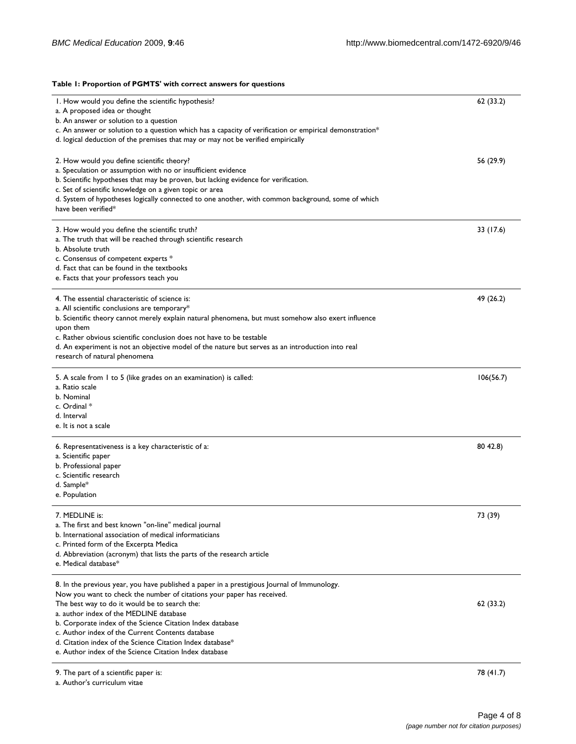**Table 1: Proportion of PGMTS' with correct answers for questions**

| | |
|---|---|
| 1. How would you define the scientific hypothesis?<br>a. A proposed idea or thought<br>b. An answer or solution to a question<br>c. An answer or solution to a question which has a capacity of verification or empirical demonstration*<br>d. logical deduction of the premises that may or may not be verified empirically | 62 (33.2) |
| 2. How would you define scientific theory?<br>a. Speculation or assumption with no or insufficient evidence<br>b. Scientific hypotheses that may be proven, but lacking evidence for verification.<br>c. Set of scientific knowledge on a given topic or area<br>d. System of hypotheses logically connected to one another, with common background, some of which have been verified* | 56 (29.9) |
| 3. How would you define the scientific truth?<br>a. The truth that will be reached through scientific research<br>b. Absolute truth<br>c. Consensus of competent experts *<br>d. Fact that can be found in the textbooks<br>e. Facts that your professors teach you | 33 (17.6) |
| 4. The essential characteristic of science is:<br>a. All scientific conclusions are temporary*<br>b. Scientific theory cannot merely explain natural phenomena, but must somehow also exert influence upon them<br>c. Rather obvious scientific conclusion does not have to be testable<br>d. An experiment is not an objective model of the nature but serves as an introduction into real research of natural phenomena | 49 (26.2) |
| 5. A scale from 1 to 5 (like grades on an examination) is called:<br>a. Ratio scale<br>b. Nominal<br>c. Ordinal *<br>d. Interval<br>e. It is not a scale | 106(56.7) |
| 6. Representativeness is a key characteristic of a:<br>a. Scientific paper<br>b. Professional paper<br>c. Scientific research<br>d. Sample*<br>e. Population | 80 42.8) |
| 7. MEDLINE is:<br>a. The first and best known "on-line" medical journal<br>b. International association of medical informaticians<br>c. Printed form of the Excerpta Medica<br>d. Abbreviation (acronym) that lists the parts of the research article<br>e. Medical database* | 73 (39) |
| 8. In the previous year, you have published a paper in a prestigious Journal of Immunology. Now you want to check the number of citations your paper has received. The best way to do it would be to search the:<br>a. author index of the MEDLINE database<br>b. Corporate index of the Science Citation Index database<br>c. Author index of the Current Contents database<br>d. Citation index of the Science Citation Index database*<br>e. Author index of the Science Citation Index database | 62 (33.2) |
| 9. The part of a scientific paper is:<br>a. Author's curriculum vitae | 78 (41.7) |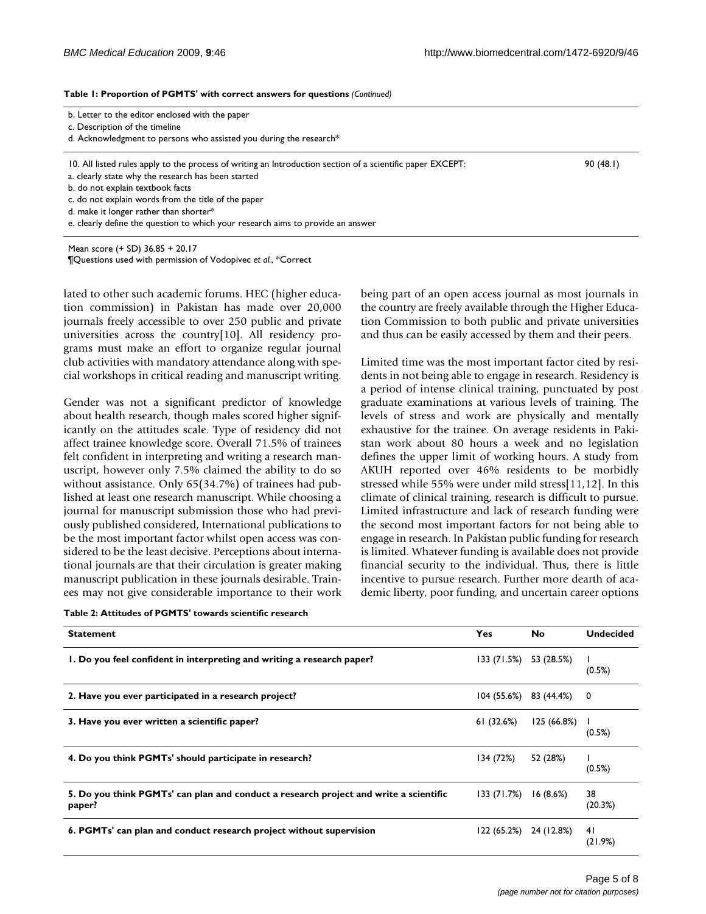**Table 1: Proportion of PGMTS' with correct answers for questions** *(Continued)*

| Question | Correct answers n (%) |
| --- | --- |
| b. Letter to the editor enclosed with the paper<br>c. Description of the timeline<br>d. Acknowledgment to persons who assisted you during the research* | |
| 10. All listed rules apply to the process of writing an Introduction section of a scientific paper EXCEPT:<br>a. clearly state why the research has been started<br>b. do not explain textbook facts<br>c. do not explain words from the title of the paper<br>d. make it longer rather than shorter*<br>e. clearly define the question to which your research aims to provide an answer | 90 (48.1) |

Mean score (+ SD) 36.85 + 20.17

¶Questions used with permission of Vodopivec *et al.*, *Correct

lated to other such academic forums. HEC (higher education commission) in Pakistan has made over 20,000 journals freely accessible to over 250 public and private universities across the country[10]. All residency programs must make an effort to organize regular journal club activities with mandatory attendance along with special workshops in critical reading and manuscript writing.

Gender was not a significant predictor of knowledge about health research, though males scored higher significantly on the attitudes scale. Type of residency did not affect trainee knowledge score. Overall 71.5% of trainees felt confident in interpreting and writing a research manuscript, however only 7.5% claimed the ability to do so without assistance. Only 65(34.7%) of trainees had published at least one research manuscript. While choosing a journal for manuscript submission those who had previously published considered, International publications to be the most important factor whilst open access was considered to be the least decisive. Perceptions about international journals are that their circulation is greater making manuscript publication in these journals desirable. Trainees may not give considerable importance to their work being part of an open access journal as most journals in the country are freely available through the Higher Education Commission to both public and private universities and thus can be easily accessed by them and their peers.

Limited time was the most important factor cited by residents in not being able to engage in research. Residency is a period of intense clinical training, punctuated by post graduate examinations at various levels of training. The levels of stress and work are physically and mentally exhaustive for the trainee. On average residents in Pakistan work about 80 hours a week and no legislation defines the upper limit of working hours. A study from AKUH reported over 46% residents to be morbidly stressed while 55% were under mild stress[11,12]. In this climate of clinical training, research is difficult to pursue. Limited infrastructure and lack of research funding were the second most important factors for not being able to engage in research. In Pakistan public funding for research is limited. Whatever funding is available does not provide financial security to the individual. Thus, there is little incentive to pursue research. Further more dearth of academic liberty, poor funding, and uncertain career options

**Table 2: Attitudes of PGMTS' towards scientific research**

| Statement | Yes | No | Undecided |
| --- | --- | --- | --- |
| **1. Do you feel confident in interpreting and writing a research paper?** | 133 (71.5%) | 53 (28.5%) | 1 (0.5%) |
| **2. Have you ever participated in a research project?** | 104 (55.6%) | 83 (44.4%) | 0 |
| **3. Have you ever written a scientific paper?** | 61 (32.6%) | 125 (66.8%) | 1 (0.5%) |
| **4. Do you think PGMTs' should participate in research?** | 134 (72%) | 52 (28%) | 1 (0.5%) |
| **5. Do you think PGMTs' can plan and conduct a research project and write a scientific paper?** | 133 (71.7%) | 16 (8.6%) | 38 (20.3%) |
| **6. PGMTs' can plan and conduct research project without supervision** | 122 (65.2%) | 24 (12.8%) | 41 (21.9%) |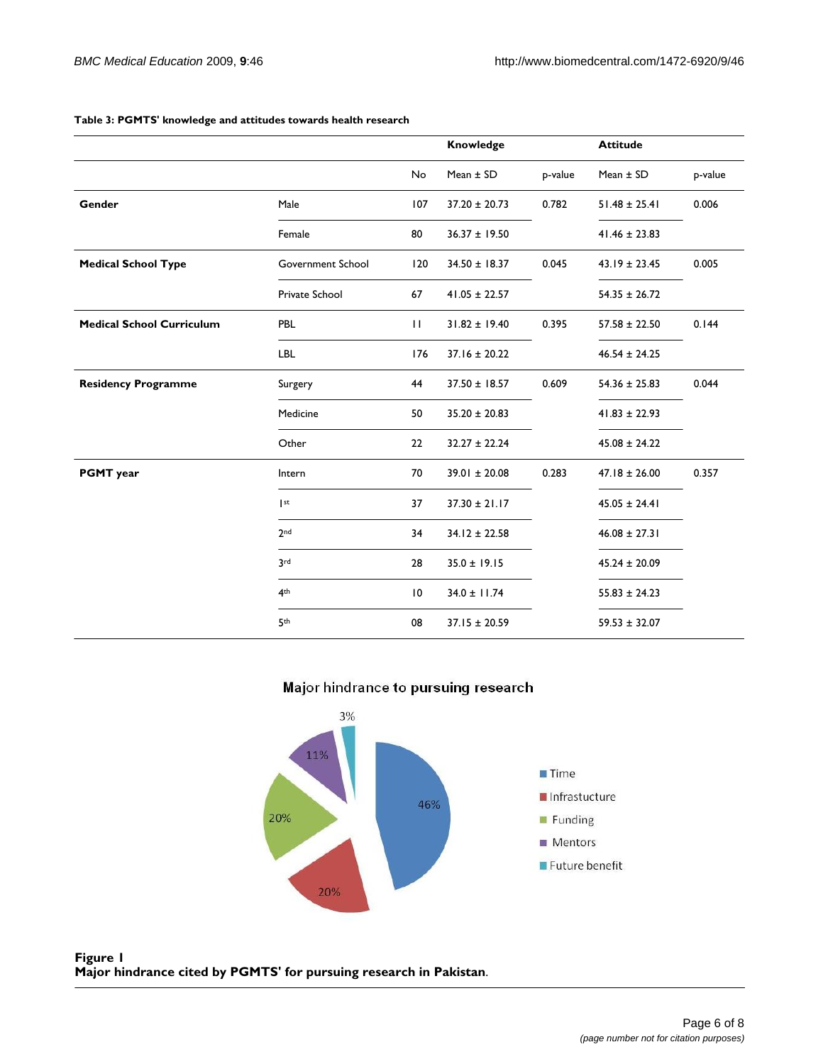**Table 3: PGMTS' knowledge and attitudes towards health research**

| | | | Knowledge | | Attitude | |
|---|---|---|---|---|---|---|
| | | No | Mean ± SD | p-value | Mean ± SD | p-value |
| **Gender** | Male | 107 | 37.20 ± 20.73 | 0.782 | 51.48 ± 25.41 | 0.006 |
| | Female | 80 | 36.37 ± 19.50 | | 41.46 ± 23.83 | |
| **Medical School Type** | Government School | 120 | 34.50 ± 18.37 | 0.045 | 43.19 ± 23.45 | 0.005 |
| | Private School | 67 | 41.05 ± 22.57 | | 54.35 ± 26.72 | |
| **Medical School Curriculum** | PBL | 11 | 31.82 ± 19.40 | 0.395 | 57.58 ± 22.50 | 0.144 |
| | LBL | 176 | 37.16 ± 20.22 | | 46.54 ± 24.25 | |
| **Residency Programme** | Surgery | 44 | 37.50 ± 18.57 | 0.609 | 54.36 ± 25.83 | 0.044 |
| | Medicine | 50 | 35.20 ± 20.83 | | 41.83 ± 22.93 | |
| | Other | 22 | 32.27 ± 22.24 | | 45.08 ± 24.22 | |
| **PGMT year** | Intern | 70 | 39.01 ± 20.08 | 0.283 | 47.18 ± 26.00 | 0.357 |
| | 1st | 37 | 37.30 ± 21.17 | | 45.05 ± 24.41 | |
| | 2nd | 34 | 34.12 ± 22.58 | | 46.08 ± 27.31 | |
| | 3rd | 28 | 35.0 ± 19.15 | | 45.24 ± 20.09 | |
| | 4th | 10 | 34.0 ± 11.74 | | 55.83 ± 24.23 | |
| | 5th | 08 | 37.15 ± 20.59 | | 59.53 ± 32.07 | |

Major hindrance to pursuing research

- Time: 46%
- Infrastucture: 20%
- Funding: 20%
- Mentors: 11%
- Future benefit: 3%

**Figure 1**
**Major hindrance cited by PGMTS' for pursuing research in Pakistan.**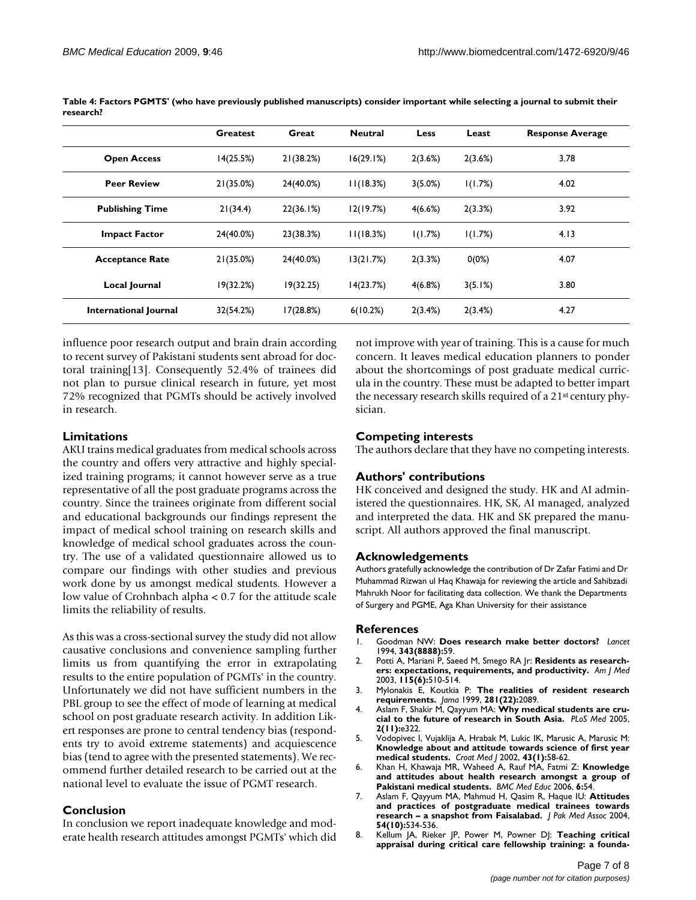**Table 4: Factors PGMTS' (who have previously published manuscripts) consider important while selecting a journal to submit their research?**

| | Greatest | Great | Neutral | Less | Least | Response Average |
|---|---|---|---|---|---|---|
| **Open Access** | 14(25.5%) | 21(38.2%) | 16(29.1%) | 2(3.6%) | 2(3.6%) | 3.78 |
| **Peer Review** | 21(35.0%) | 24(40.0%) | 11(18.3%) | 3(5.0%) | 1(1.7%) | 4.02 |
| **Publishing Time** | 21(34.4) | 22(36.1%) | 12(19.7%) | 4(6.6%) | 2(3.3%) | 3.92 |
| **Impact Factor** | 24(40.0%) | 23(38.3%) | 11(18.3%) | 1(1.7%) | 1(1.7%) | 4.13 |
| **Acceptance Rate** | 21(35.0%) | 24(40.0%) | 13(21.7%) | 2(3.3%) | 0(0%) | 4.07 |
| **Local Journal** | 19(32.2%) | 19(32.25) | 14(23.7%) | 4(6.8%) | 3(5.1%) | 3.80 |
| **International Journal** | 32(54.2%) | 17(28.8%) | 6(10.2%) | 2(3.4%) | 2(3.4%) | 4.27 |

influence poor research output and brain drain according to recent survey of Pakistani students sent abroad for doctoral training[13]. Consequently 52.4% of trainees did not plan to pursue clinical research in future, yet most 72% recognized that PGMTs should be actively involved in research.

## Limitations

AKU trains medical graduates from medical schools across the country and offers very attractive and highly specialized training programs; it cannot however serve as a true representative of all the post graduate programs across the country. Since the trainees originate from different social and educational backgrounds our findings represent the impact of medical school training on research skills and knowledge of medical school graduates across the country. The use of a validated questionnaire allowed us to compare our findings with other studies and previous work done by us amongst medical students. However a low value of Crohnbach alpha < 0.7 for the attitude scale limits the reliability of results.

As this was a cross-sectional survey the study did not allow causative conclusions and convenience sampling further limits us from quantifying the error in extrapolating results to the entire population of PGMTs' in the country. Unfortunately we did not have sufficient numbers in the PBL group to see the effect of mode of learning at medical school on post graduate research activity. In addition Likert responses are prone to central tendency bias (respondents try to avoid extreme statements) and acquiescence bias (tend to agree with the presented statements). We recommend further detailed research to be carried out at the national level to evaluate the issue of PGMT research.

## Conclusion

In conclusion we report inadequate knowledge and moderate health research attitudes amongst PGMTs' which did not improve with year of training. This is a cause for much concern. It leaves medical education planners to ponder about the shortcomings of post graduate medical curricula in the country. These must be adapted to better impart the necessary research skills required of a 21st century physician.

## Competing interests

The authors declare that they have no competing interests.

## Authors' contributions

HK conceived and designed the study. HK and AI administered the questionnaires. HK, SK, AI managed, analyzed and interpreted the data. HK and SK prepared the manuscript. All authors approved the final manuscript.

## Acknowledgements

Authors gratefully acknowledge the contribution of Dr Zafar Fatimi and Dr Muhammad Rizwan ul Haq Khawaja for reviewing the article and Sahibzadi Mahrukh Noor for facilitating data collection. We thank the Departments of Surgery and PGME, Aga Khan University for their assistance

## References

1. Goodman NW: **Does research make better doctors?** *Lancet* 1994, **343(8888):**59.
2. Potti A, Mariani P, Saeed M, Smego RA Jr: **Residents as researchers: expectations, requirements, and productivity.** *Am J Med* 2003, **115(6):**510-514.
3. Mylonakis E, Koutkia P: **The realities of resident research requirements.** *Jama* 1999, **281(22):**2089.
4. Aslam F, Shakir M, Qayyum MA: **Why medical students are crucial to the future of research in South Asia.** *PLoS Med* 2005, **2(11):**e322.
5. Vodopivec I, Vujaklija A, Hrabak M, Lukic IK, Marusic A, Marusic M: **Knowledge about and attitude towards science of first year medical students.** *Croat Med J* 2002, **43(1):**58-62.
6. Khan H, Khawaja MR, Waheed A, Rauf MA, Fatmi Z: **Knowledge and attitudes about health research amongst a group of Pakistani medical students.** *BMC Med Educ* 2006, **6:**54.
7. Aslam F, Qayyum MA, Mahmud H, Qasim R, Haque IU: **Attitudes and practices of postgraduate medical trainees towards research – a snapshot from Faisalabad.** *J Pak Med Assoc* 2004, **54(10):**534-536.
8. Kellum JA, Rieker JP, Power M, Powner DJ: **Teaching critical appraisal during critical care fellowship training: a founda-**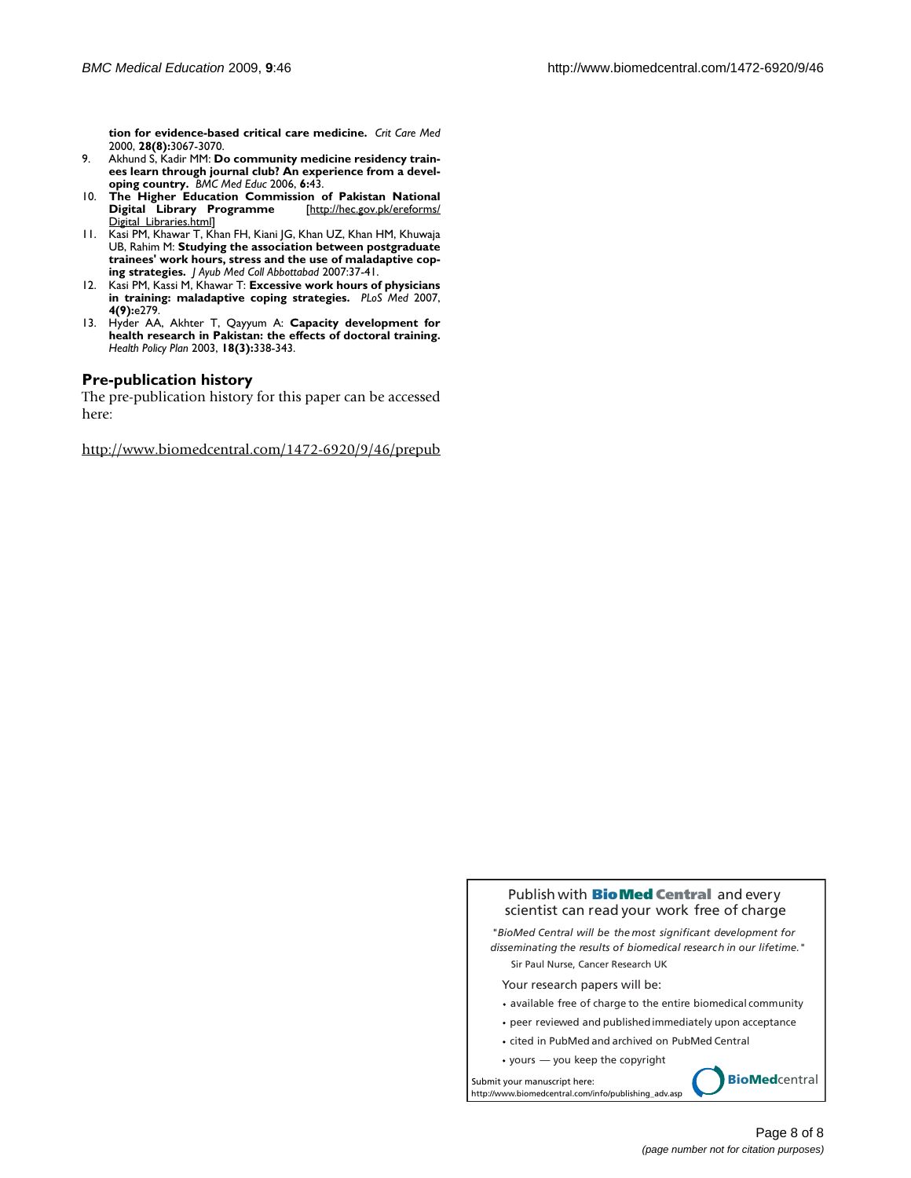**tion for evidence-based critical care medicine.** *Crit Care Med* 2000, **28(8):**3067-3070.

9. Akhund S, Kadir MM: **Do community medicine residency trainees learn through journal club? An experience from a developing country.** *BMC Med Educ* 2006, **6:**43.
10. **The Higher Education Commission of Pakistan National Digital Library Programme** [http://hec.gov.pk/ereforms/Digital_Libraries.html]
11. Kasi PM, Khawar T, Khan FH, Kiani JG, Khan UZ, Khan HM, Khuwaja UB, Rahim M: **Studying the association between postgraduate trainees' work hours, stress and the use of maladaptive coping strategies.** *J Ayub Med Coll Abbottabad* 2007:37-41.
12. Kasi PM, Kassi M, Khawar T: **Excessive work hours of physicians in training: maladaptive coping strategies.** *PLoS Med* 2007, **4(9):**e279.
13. Hyder AA, Akhter T, Qayyum A: **Capacity development for health research in Pakistan: the effects of doctoral training.** *Health Policy Plan* 2003, **18(3):**338-343.

## Pre-publication history

The pre-publication history for this paper can be accessed here:

http://www.biomedcentral.com/1472-6920/9/46/prepub

Publish with **BioMed Central** and every scientist can read your work free of charge

*"BioMed Central will be the most significant development for disseminating the results of biomedical research in our lifetime."*
Sir Paul Nurse, Cancer Research UK

Your research papers will be:

- available free of charge to the entire biomedical community
- peer reviewed and published immediately upon acceptance
- cited in PubMed and archived on PubMed Central
- yours — you keep the copyright

Submit your manuscript here:
http://www.biomedcentral.com/info/publishing_adv.asp

**BioMed**central